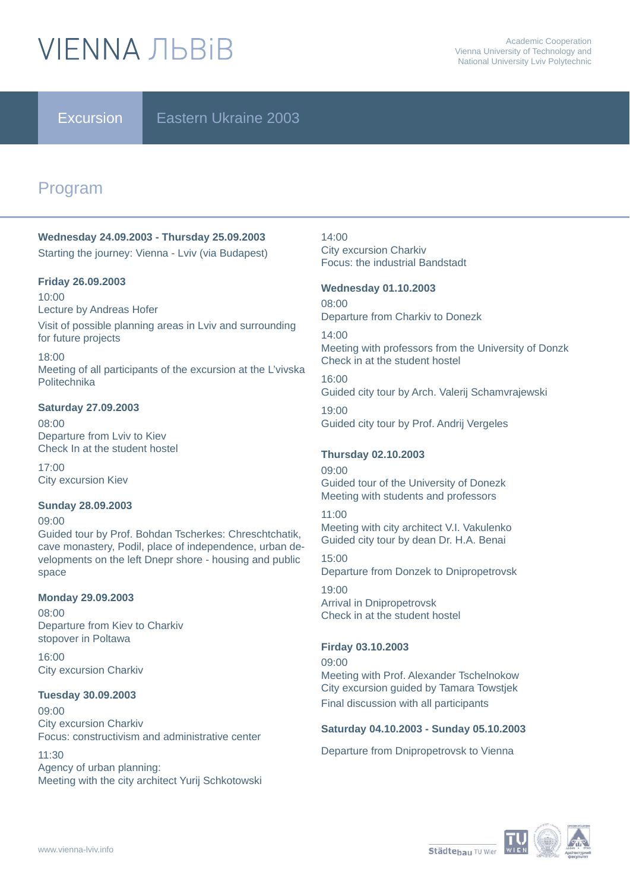# VIENNA ЛЬВіВ

Academic Cooperation
Vienna University of Technology and
National University Lviv Polytechnic

Excursion Eastern Ukraine 2003

## Program

**Wednesday 24.09.2003 - Thursday 25.09.2003**

Starting the journey: Vienna - Lviv (via Budapest)

**Friday 26.09.2003**

10:00
Lecture by Andreas Hofer

Visit of possible planning areas in Lviv and surrounding for future projects

18:00
Meeting of all participants of the excursion at the L'vivska Politechnika

**Saturday 27.09.2003**

08:00
Departure from Lviv to Kiev
Check In at the student hostel

17:00
City excursion Kiev

**Sunday 28.09.2003**

09:00
Guided tour by Prof. Bohdan Tscherkes: Chreschtchatik, cave monastery, Podil, place of independence, urban developments on the left Dnepr shore - housing and public space

**Monday 29.09.2003**

08:00
Departure from Kiev to Charkiv
stopover in Poltawa

16:00
City excursion Charkiv

**Tuesday 30.09.2003**

09:00
City excursion Charkiv
Focus: constructivism and administrative center

11:30
Agency of urban planning:
Meeting with the city architect Yurij Schkotowski

14:00
City excursion Charkiv
Focus: the industrial Bandstadt

**Wednesday 01.10.2003**

08:00
Departure from Charkiv to Donezk

14:00
Meeting with professors from the University of Donzk
Check in at the student hostel

16:00
Guided city tour by Arch. Valerij Schamvrajewski

19:00
Guided city tour by Prof. Andrij Vergeles

**Thursday 02.10.2003**

09:00
Guided tour of the University of Donezk
Meeting with students and professors

11:00
Meeting with city architect V.I. Vakulenko
Guided city tour by dean Dr. H.A. Benai

15:00
Departure from Donzek to Dnipropetrovsk

19:00
Arrival in Dnipropetrovsk
Check in at the student hostel

**Firday 03.10.2003**

09:00
Meeting with Prof. Alexander Tschelnokow
City excursion guided by Tamara Towstjek

Final discussion with all participants

**Saturday 04.10.2003 - Sunday 05.10.2003**

Departure from Dnipropetrovsk to Vienna

www.vienna-lviv.info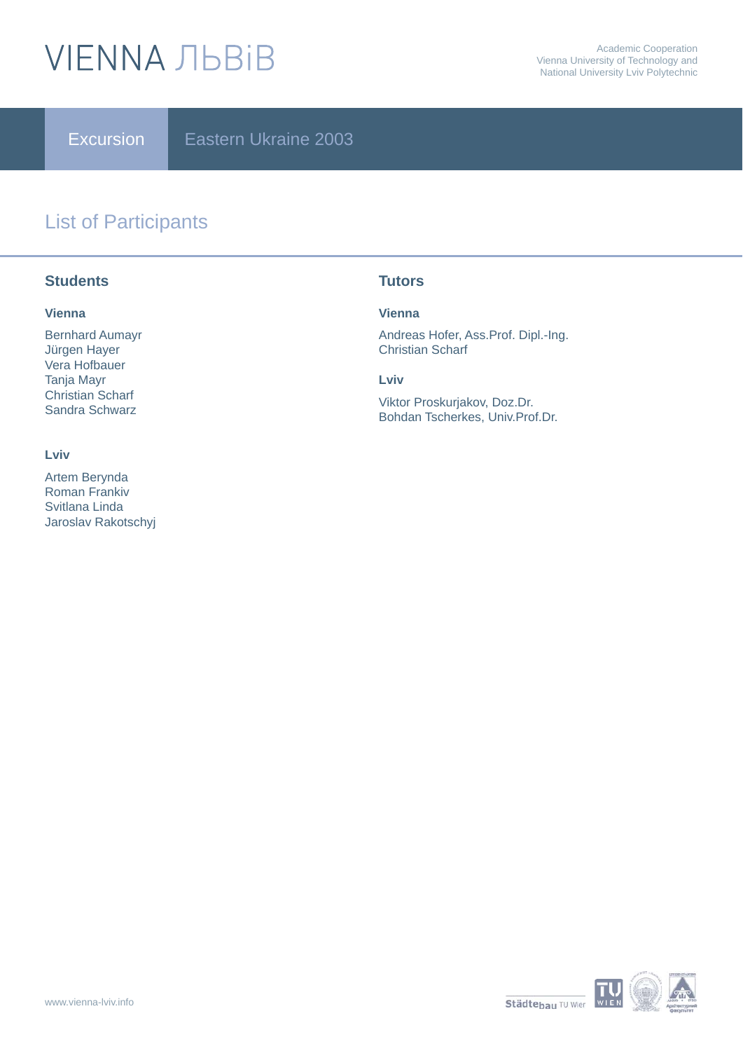# VIENNA ЛЬВіВ

Academic Cooperation
Vienna University of Technology and
National University Lviv Polytechnic

Excursion | Eastern Ukraine 2003

## List of Participants

### Students

#### Vienna

Bernhard Aumayr
Jürgen Hayer
Vera Hofbauer
Tanja Mayr
Christian Scharf
Sandra Schwarz

#### Lviv

Artem Berynda
Roman Frankiv
Svitlana Linda
Jaroslav Rakotschyj

### Tutors

#### Vienna

Andreas Hofer, Ass.Prof. Dipl.-Ing.
Christian Scharf

#### Lviv

Viktor Proskurjakov, Doz.Dr.
Bohdan Tscherkes, Univ.Prof.Dr.

www.vienna-lviv.info